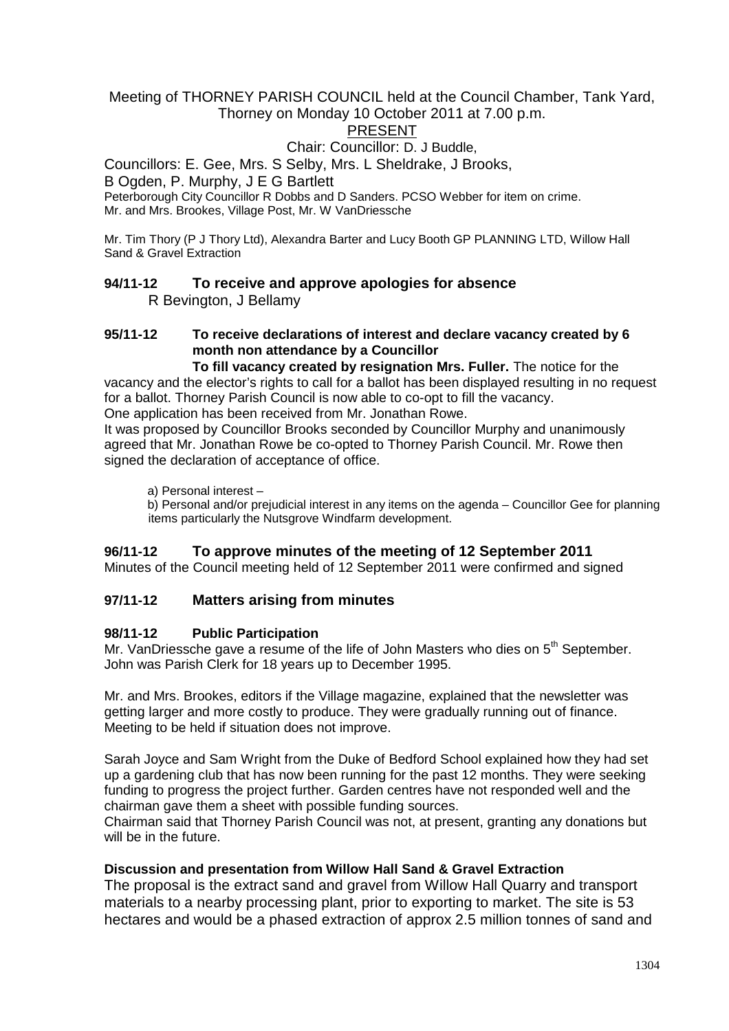Meeting of THORNEY PARISH COUNCIL held at the Council Chamber, Tank Yard, Thorney on Monday 10 October 2011 at 7.00 p.m.

PRESENT

Chair: Councillor: D. J Buddle,

Councillors: E. Gee, Mrs. S Selby, Mrs. L Sheldrake, J Brooks, B Ogden, P. Murphy, J E G Bartlett

Peterborough City Councillor R Dobbs and D Sanders. PCSO Webber for item on crime.
Mr. and Mrs. Brookes, Village Post, Mr. W VanDriessche

Mr. Tim Thory (P J Thory Ltd), Alexandra Barter and Lucy Booth GP PLANNING LTD, Willow Hall Sand & Gravel Extraction

## 94/11-12 To receive and approve apologies for absence

R Bevington, J Bellamy

### 95/11-12 To receive declarations of interest and declare vacancy created by 6 month non attendance by a Councillor

**To fill vacancy created by resignation Mrs. Fuller.** The notice for the vacancy and the elector's rights to call for a ballot has been displayed resulting in no request for a ballot. Thorney Parish Council is now able to co-opt to fill the vacancy.
One application has been received from Mr. Jonathan Rowe.
It was proposed by Councillor Brooks seconded by Councillor Murphy and unanimously agreed that Mr. Jonathan Rowe be co-opted to Thorney Parish Council. Mr. Rowe then signed the declaration of acceptance of office.

a) Personal interest –

b) Personal and/or prejudicial interest in any items on the agenda – Councillor Gee for planning items particularly the Nutsgrove Windfarm development.

## 96/11-12 To approve minutes of the meeting of 12 September 2011

Minutes of the Council meeting held of 12 September 2011 were confirmed and signed

## 97/11-12 Matters arising from minutes

### 98/11-12 Public Participation

Mr. VanDriessche gave a resume of the life of John Masters who dies on 5th September. John was Parish Clerk for 18 years up to December 1995.

Mr. and Mrs. Brookes, editors if the Village magazine, explained that the newsletter was getting larger and more costly to produce. They were gradually running out of finance. Meeting to be held if situation does not improve.

Sarah Joyce and Sam Wright from the Duke of Bedford School explained how they had set up a gardening club that has now been running for the past 12 months. They were seeking funding to progress the project further. Garden centres have not responded well and the chairman gave them a sheet with possible funding sources.
Chairman said that Thorney Parish Council was not, at present, granting any donations but will be in the future.

**Discussion and presentation from Willow Hall Sand & Gravel Extraction**

The proposal is the extract sand and gravel from Willow Hall Quarry and transport materials to a nearby processing plant, prior to exporting to market. The site is 53 hectares and would be a phased extraction of approx 2.5 million tonnes of sand and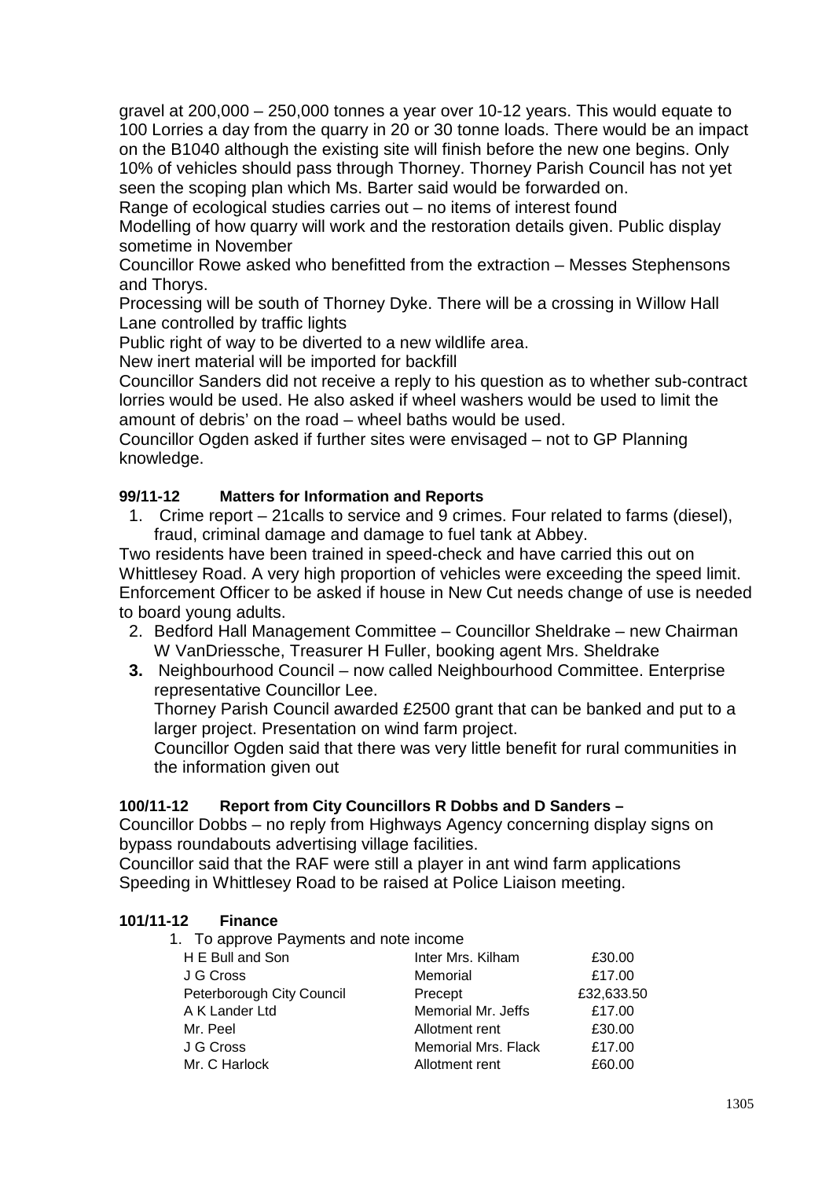gravel at 200,000 – 250,000 tonnes a year over 10-12 years. This would equate to 100 Lorries a day from the quarry in 20 or 30 tonne loads. There would be an impact on the B1040 although the existing site will finish before the new one begins. Only 10% of vehicles should pass through Thorney. Thorney Parish Council has not yet seen the scoping plan which Ms. Barter said would be forwarded on.

Range of ecological studies carries out – no items of interest found

Modelling of how quarry will work and the restoration details given. Public display sometime in November

Councillor Rowe asked who benefitted from the extraction – Messes Stephensons and Thorys.

Processing will be south of Thorney Dyke. There will be a crossing in Willow Hall Lane controlled by traffic lights

Public right of way to be diverted to a new wildlife area.

New inert material will be imported for backfill

Councillor Sanders did not receive a reply to his question as to whether sub-contract lorries would be used. He also asked if wheel washers would be used to limit the amount of debris' on the road – wheel baths would be used.

Councillor Ogden asked if further sites were envisaged – not to GP Planning knowledge.

**99/11-12 Matters for Information and Reports**

1. Crime report – 21calls to service and 9 crimes. Four related to farms (diesel), fraud, criminal damage and damage to fuel tank at Abbey.

Two residents have been trained in speed-check and have carried this out on Whittlesey Road. A very high proportion of vehicles were exceeding the speed limit. Enforcement Officer to be asked if house in New Cut needs change of use is needed to board young adults.

2. Bedford Hall Management Committee – Councillor Sheldrake – new Chairman W VanDriessche, Treasurer H Fuller, booking agent Mrs. Sheldrake
3. Neighbourhood Council – now called Neighbourhood Committee. Enterprise representative Councillor Lee.

   Thorney Parish Council awarded £2500 grant that can be banked and put to a larger project. Presentation on wind farm project.

   Councillor Ogden said that there was very little benefit for rural communities in the information given out

**100/11-12 Report from City Councillors R Dobbs and D Sanders –**

Councillor Dobbs – no reply from Highways Agency concerning display signs on bypass roundabouts advertising village facilities.

Councillor said that the RAF were still a player in ant wind farm applications

Speeding in Whittlesey Road to be raised at Police Liaison meeting.

**101/11-12 Finance**

1. To approve Payments and note income

| | | |
|---|---|---|
| H E Bull and Son | Inter Mrs. Kilham | £30.00 |
| J G Cross | Memorial | £17.00 |
| Peterborough City Council | Precept | £32,633.50 |
| A K Lander Ltd | Memorial Mr. Jeffs | £17.00 |
| Mr. Peel | Allotment rent | £30.00 |
| J G Cross | Memorial Mrs. Flack | £17.00 |
| Mr. C Harlock | Allotment rent | £60.00 |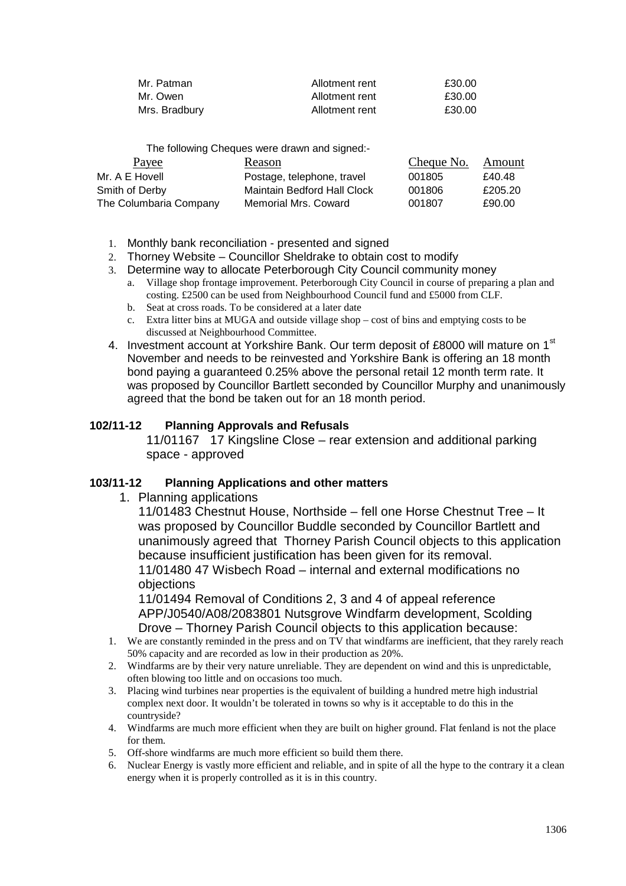| | | |
|---|---|---|
| Mr. Patman | Allotment rent | £30.00 |
| Mr. Owen | Allotment rent | £30.00 |
| Mrs. Bradbury | Allotment rent | £30.00 |

The following Cheques were drawn and signed:-

| Payee | Reason | Cheque No. | Amount |
|---|---|---|---|
| Mr. A E Hovell | Postage, telephone, travel | 001805 | £40.48 |
| Smith of Derby | Maintain Bedford Hall Clock | 001806 | £205.20 |
| The Columbaria Company | Memorial Mrs. Coward | 001807 | £90.00 |

1. Monthly bank reconciliation - presented and signed
2. Thorney Website – Councillor Sheldrake to obtain cost to modify
3. Determine way to allocate Peterborough City Council community money
   a. Village shop frontage improvement. Peterborough City Council in course of preparing a plan and costing. £2500 can be used from Neighbourhood Council fund and £5000 from CLF.
   b. Seat at cross roads. To be considered at a later date
   c. Extra litter bins at MUGA and outside village shop – cost of bins and emptying costs to be discussed at Neighbourhood Committee.
4. Investment account at Yorkshire Bank. Our term deposit of £8000 will mature on 1st November and needs to be reinvested and Yorkshire Bank is offering an 18 month bond paying a guaranteed 0.25% above the personal retail 12 month term rate. It was proposed by Councillor Bartlett seconded by Councillor Murphy and unanimously agreed that the bond be taken out for an 18 month period.

**102/11-12 Planning Approvals and Refusals**

11/01167 17 Kingsline Close – rear extension and additional parking space - approved

**103/11-12 Planning Applications and other matters**

1. Planning applications

   11/01483 Chestnut House, Northside – fell one Horse Chestnut Tree – It was proposed by Councillor Buddle seconded by Councillor Bartlett and unanimously agreed that Thorney Parish Council objects to this application because insufficient justification has been given for its removal.

   11/01480 47 Wisbech Road – internal and external modifications no objections

   11/01494 Removal of Conditions 2, 3 and 4 of appeal reference APP/J0540/A08/2083801 Nutsgrove Windfarm development, Scolding Drove – Thorney Parish Council objects to this application because:

1. We are constantly reminded in the press and on TV that windfarms are inefficient, that they rarely reach 50% capacity and are recorded as low in their production as 20%.
2. Windfarms are by their very nature unreliable. They are dependent on wind and this is unpredictable, often blowing too little and on occasions too much.
3. Placing wind turbines near properties is the equivalent of building a hundred metre high industrial complex next door. It wouldn't be tolerated in towns so why is it acceptable to do this in the countryside?
4. Windfarms are much more efficient when they are built on higher ground. Flat fenland is not the place for them.
5. Off-shore windfarms are much more efficient so build them there.
6. Nuclear Energy is vastly more efficient and reliable, and in spite of all the hype to the contrary it a clean energy when it is properly controlled as it is in this country.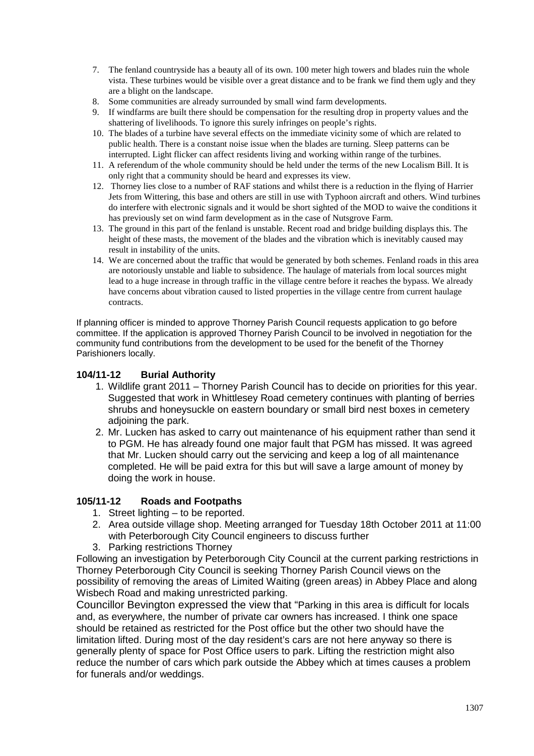7. The fenland countryside has a beauty all of its own. 100 meter high towers and blades ruin the whole vista. These turbines would be visible over a great distance and to be frank we find them ugly and they are a blight on the landscape.
8. Some communities are already surrounded by small wind farm developments.
9. If windfarms are built there should be compensation for the resulting drop in property values and the shattering of livelihoods. To ignore this surely infringes on people's rights.
10. The blades of a turbine have several effects on the immediate vicinity some of which are related to public health. There is a constant noise issue when the blades are turning. Sleep patterns can be interrupted. Light flicker can affect residents living and working within range of the turbines.
11. A referendum of the whole community should be held under the terms of the new Localism Bill. It is only right that a community should be heard and expresses its view.
12. Thorney lies close to a number of RAF stations and whilst there is a reduction in the flying of Harrier Jets from Wittering, this base and others are still in use with Typhoon aircraft and others. Wind turbines do interfere with electronic signals and it would be short sighted of the MOD to waive the conditions it has previously set on wind farm development as in the case of Nutsgrove Farm.
13. The ground in this part of the fenland is unstable. Recent road and bridge building displays this. The height of these masts, the movement of the blades and the vibration which is inevitably caused may result in instability of the units.
14. We are concerned about the traffic that would be generated by both schemes. Fenland roads in this area are notoriously unstable and liable to subsidence. The haulage of materials from local sources might lead to a huge increase in through traffic in the village centre before it reaches the bypass. We already have concerns about vibration caused to listed properties in the village centre from current haulage contracts.

If planning officer is minded to approve Thorney Parish Council requests application to go before committee. If the application is approved Thorney Parish Council to be involved in negotiation for the community fund contributions from the development to be used for the benefit of the Thorney Parishioners locally.

### 104/11-12 Burial Authority

1. Wildlife grant 2011 – Thorney Parish Council has to decide on priorities for this year. Suggested that work in Whittlesey Road cemetery continues with planting of berries shrubs and honeysuckle on eastern boundary or small bird nest boxes in cemetery adjoining the park.
2. Mr. Lucken has asked to carry out maintenance of his equipment rather than send it to PGM. He has already found one major fault that PGM has missed. It was agreed that Mr. Lucken should carry out the servicing and keep a log of all maintenance completed. He will be paid extra for this but will save a large amount of money by doing the work in house.

### 105/11-12 Roads and Footpaths

1. Street lighting – to be reported.
2. Area outside village shop. Meeting arranged for Tuesday 18th October 2011 at 11:00 with Peterborough City Council engineers to discuss further
3. Parking restrictions Thorney

Following an investigation by Peterborough City Council at the current parking restrictions in Thorney Peterborough City Council is seeking Thorney Parish Council views on the possibility of removing the areas of Limited Waiting (green areas) in Abbey Place and along Wisbech Road and making unrestricted parking.

Councillor Bevington expressed the view that "Parking in this area is difficult for locals and, as everywhere, the number of private car owners has increased. I think one space should be retained as restricted for the Post office but the other two should have the limitation lifted. During most of the day resident's cars are not here anyway so there is generally plenty of space for Post Office users to park. Lifting the restriction might also reduce the number of cars which park outside the Abbey which at times causes a problem for funerals and/or weddings.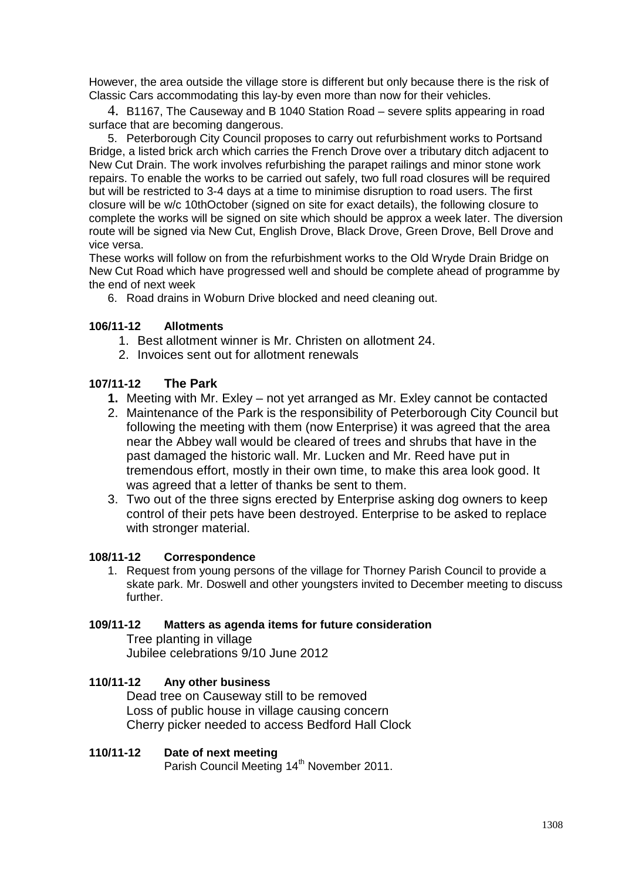However, the area outside the village store is different but only because there is the risk of Classic Cars accommodating this lay-by even more than now for their vehicles.

4. B1167, The Causeway and B 1040 Station Road – severe splits appearing in road surface that are becoming dangerous.

5. Peterborough City Council proposes to carry out refurbishment works to Portsand Bridge, a listed brick arch which carries the French Drove over a tributary ditch adjacent to New Cut Drain. The work involves refurbishing the parapet railings and minor stone work repairs. To enable the works to be carried out safely, two full road closures will be required but will be restricted to 3-4 days at a time to minimise disruption to road users. The first closure will be w/c 10thOctober (signed on site for exact details), the following closure to complete the works will be signed on site which should be approx a week later. The diversion route will be signed via New Cut, English Drove, Black Drove, Green Drove, Bell Drove and vice versa.

These works will follow on from the refurbishment works to the Old Wryde Drain Bridge on New Cut Road which have progressed well and should be complete ahead of programme by the end of next week

6. Road drains in Woburn Drive blocked and need cleaning out.

**106/11-12 Allotments**

1. Best allotment winner is Mr. Christen on allotment 24.
2. Invoices sent out for allotment renewals

**107/11-12 The Park**

1. Meeting with Mr. Exley – not yet arranged as Mr. Exley cannot be contacted
2. Maintenance of the Park is the responsibility of Peterborough City Council but following the meeting with them (now Enterprise) it was agreed that the area near the Abbey wall would be cleared of trees and shrubs that have in the past damaged the historic wall. Mr. Lucken and Mr. Reed have put in tremendous effort, mostly in their own time, to make this area look good. It was agreed that a letter of thanks be sent to them.
3. Two out of the three signs erected by Enterprise asking dog owners to keep control of their pets have been destroyed. Enterprise to be asked to replace with stronger material.

**108/11-12 Correspondence**

1. Request from young persons of the village for Thorney Parish Council to provide a skate park. Mr. Doswell and other youngsters invited to December meeting to discuss further.

**109/11-12 Matters as agenda items for future consideration**

Tree planting in village
Jubilee celebrations 9/10 June 2012

**110/11-12 Any other business**

Dead tree on Causeway still to be removed
Loss of public house in village causing concern
Cherry picker needed to access Bedford Hall Clock

**110/11-12 Date of next meeting**

Parish Council Meeting 14th November 2011.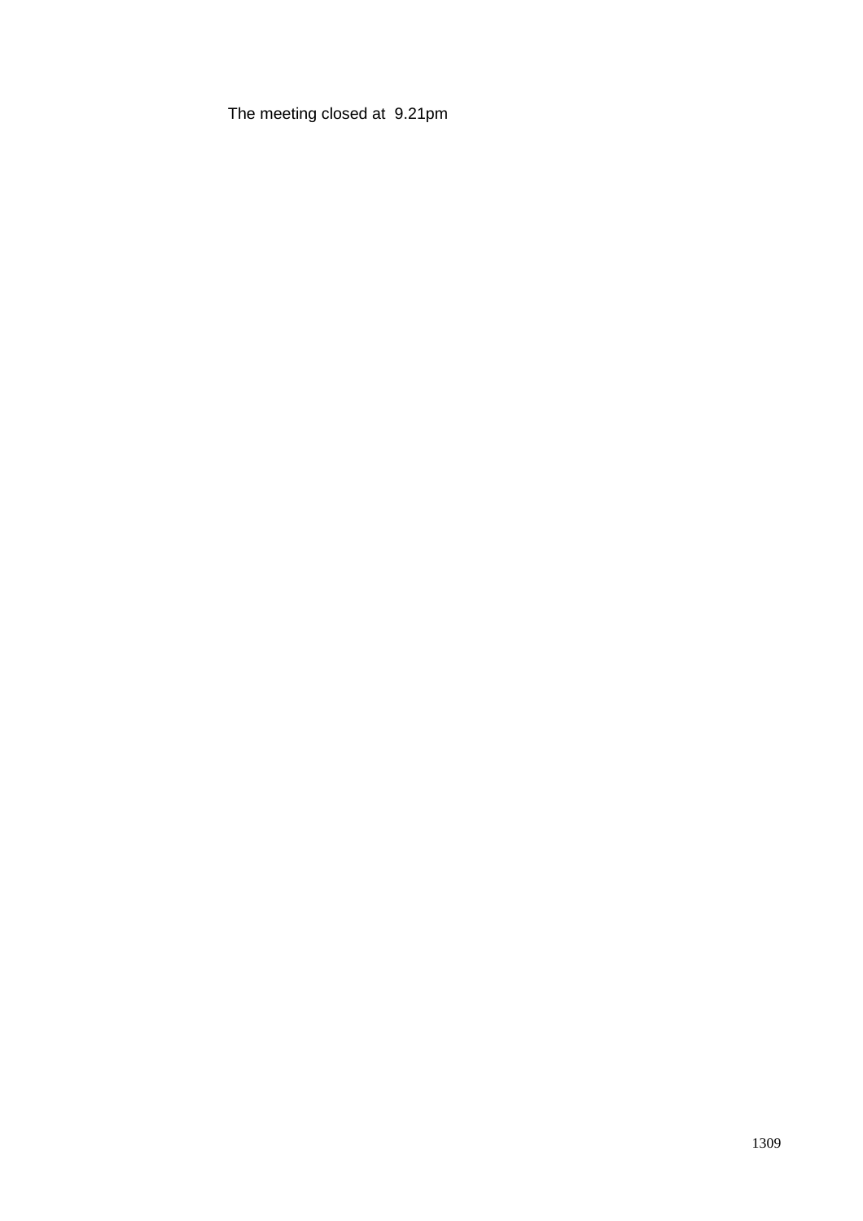The meeting closed at 9.21pm